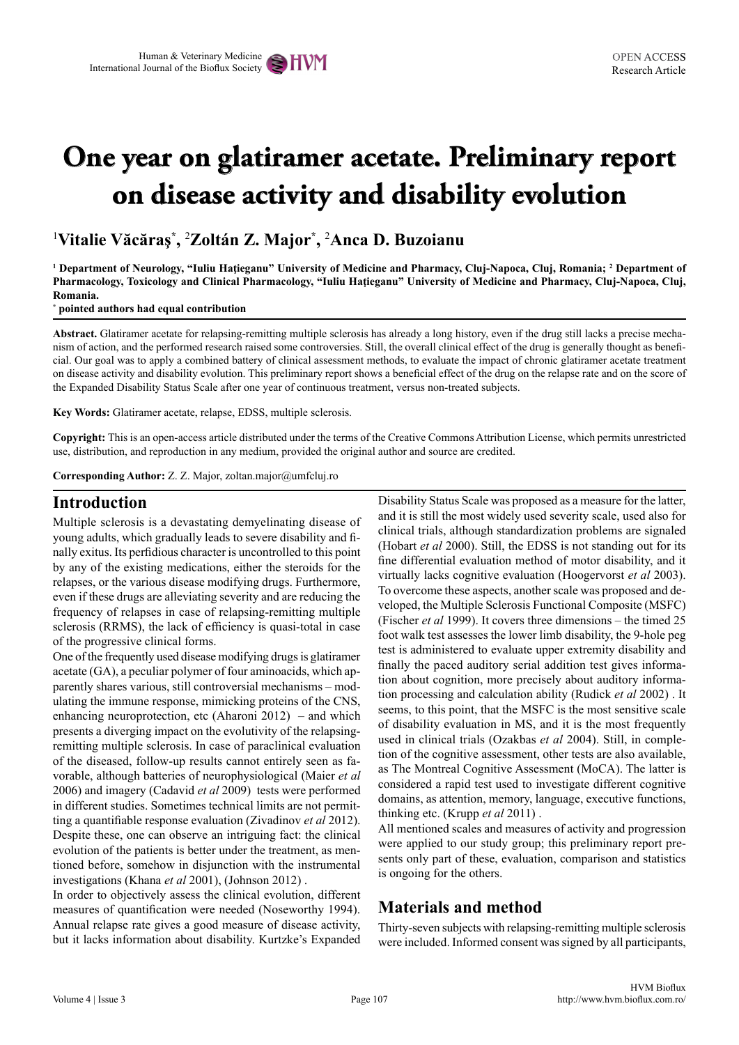# One year on glatiramer acetate. Preliminary report on disease activity and disability evolution

[1]**Vitalie Văcăraş**[*], [2]**Zoltán Z. Major**[*], [2]**Anca D. Buzoianu**

**[1] Department of Neurology, "Iuliu Haţieganu" University of Medicine and Pharmacy, Cluj-Napoca, Cluj, Romania; [2] Department of Pharmacology, Toxicology and Clinical Pharmacology, "Iuliu Haţieganu" University of Medicine and Pharmacy, Cluj-Napoca, Cluj, Romania.**

**[*] pointed authors had equal contribution**

**Abstract.** Glatiramer acetate for relapsing-remitting multiple sclerosis has already a long history, even if the drug still lacks a precise mechanism of action, and the performed research raised some controversies. Still, the overall clinical effect of the drug is generally thought as beneficial. Our goal was to apply a combined battery of clinical assessment methods, to evaluate the impact of chronic glatiramer acetate treatment on disease activity and disability evolution. This preliminary report shows a beneficial effect of the drug on the relapse rate and on the score of the Expanded Disability Status Scale after one year of continuous treatment, versus non-treated subjects.

**Key Words:** Glatiramer acetate, relapse, EDSS, multiple sclerosis.

**Copyright:** This is an open-access article distributed under the terms of the Creative Commons Attribution License, which permits unrestricted use, distribution, and reproduction in any medium, provided the original author and source are credited.

**Corresponding Author:** Z. Z. Major, zoltan.major@umfcluj.ro

## Introduction

Multiple sclerosis is a devastating demyelinating disease of young adults, which gradually leads to severe disability and finally exitus. Its perfidious character is uncontrolled to this point by any of the existing medications, either the steroids for the relapses, or the various disease modifying drugs. Furthermore, even if these drugs are alleviating severity and are reducing the frequency of relapses in case of relapsing-remitting multiple sclerosis (RRMS), the lack of efficiency is quasi-total in case of the progressive clinical forms.

One of the frequently used disease modifying drugs is glatiramer acetate (GA), a peculiar polymer of four aminoacids, which apparently shares various, still controversial mechanisms – modulating the immune response, mimicking proteins of the CNS, enhancing neuroprotection, etc (Aharoni 2012) – and which presents a diverging impact on the evolutivity of the relapsing-remitting multiple sclerosis. In case of paraclinical evaluation of the diseased, follow-up results cannot entirely seen as favorable, although batteries of neurophysiological (Maier *et al* 2006) and imagery (Cadavid *et al* 2009) tests were performed in different studies. Sometimes technical limits are not permitting a quantifiable response evaluation (Zivadinov *et al* 2012). Despite these, one can observe an intriguing fact: the clinical evolution of the patients is better under the treatment, as mentioned before, somehow in disjunction with the instrumental investigations (Khana *et al* 2001), (Johnson 2012).

In order to objectively assess the clinical evolution, different measures of quantification were needed (Noseworthy 1994). Annual relapse rate gives a good measure of disease activity, but it lacks information about disability. Kurtzke's Expanded Disability Status Scale was proposed as a measure for the latter, and it is still the most widely used severity scale, used also for clinical trials, although standardization problems are signaled (Hobart *et al* 2000). Still, the EDSS is not standing out for its fine differential evaluation method of motor disability, and it virtually lacks cognitive evaluation (Hoogervorst *et al* 2003). To overcome these aspects, another scale was proposed and developed, the Multiple Sclerosis Functional Composite (MSFC) (Fischer *et al* 1999). It covers three dimensions – the timed 25 foot walk test assesses the lower limb disability, the 9-hole peg test is administered to evaluate upper extremity disability and finally the paced auditory serial addition test gives information about cognition, more precisely about auditory information processing and calculation ability (Rudick *et al* 2002). It seems, to this point, that the MSFC is the most sensitive scale of disability evaluation in MS, and it is the most frequently used in clinical trials (Ozakbas *et al* 2004). Still, in completion of the cognitive assessment, other tests are also available, as The Montreal Cognitive Assessment (MoCA). The latter is considered a rapid test used to investigate different cognitive domains, as attention, memory, language, executive functions, thinking etc. (Krupp *et al* 2011).

All mentioned scales and measures of activity and progression were applied to our study group; this preliminary report presents only part of these, evaluation, comparison and statistics is ongoing for the others.

## Materials and method

Thirty-seven subjects with relapsing-remitting multiple sclerosis were included. Informed consent was signed by all participants,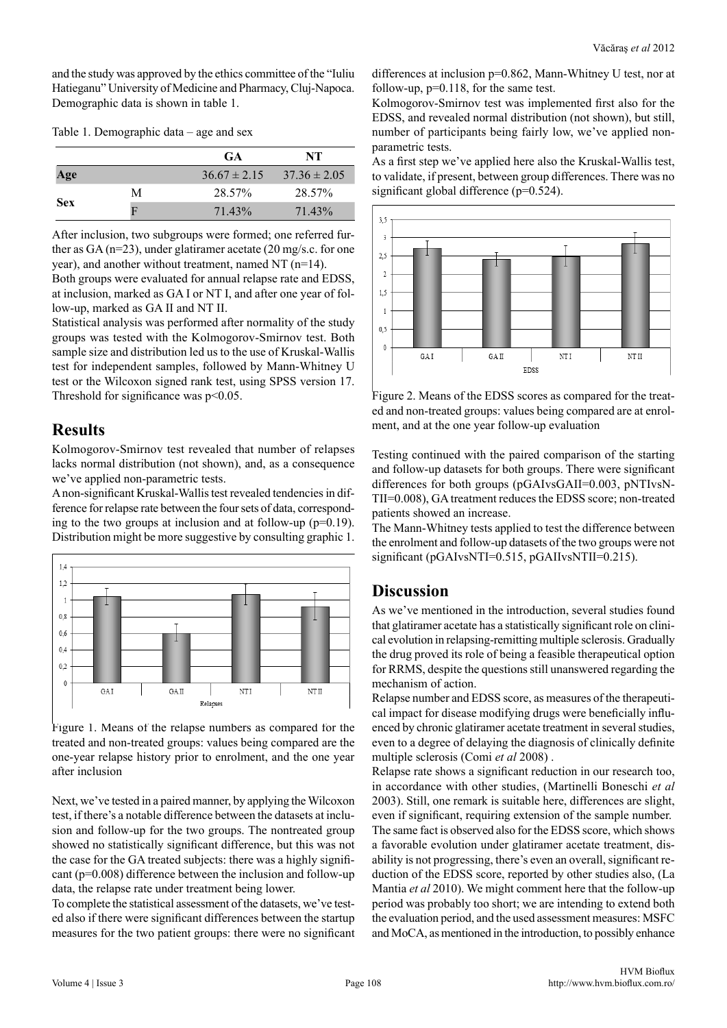and the study was approved by the ethics committee of the "Iuliu Hatieganu" University of Medicine and Pharmacy, Cluj-Napoca. Demographic data is shown in table 1.

Table 1. Demographic data – age and sex

| | | GA | NT |
|---|---|---|---|
| Age | | $36.67 \pm 2.15$ | $37.36 \pm 2.05$ |
| Sex | M | 28.57% | 28.57% |
| | F | 71.43% | 71.43% |

After inclusion, two subgroups were formed; one referred further as GA (n=23), under glatiramer acetate (20 mg/s.c. for one year), and another without treatment, named NT (n=14).

Both groups were evaluated for annual relapse rate and EDSS, at inclusion, marked as GA I or NT I, and after one year of follow-up, marked as GA II and NT II.

Statistical analysis was performed after normality of the study groups was tested with the Kolmogorov-Smirnov test. Both sample size and distribution led us to the use of Kruskal-Wallis test for independent samples, followed by Mann-Whitney U test or the Wilcoxon signed rank test, using SPSS version 17. Threshold for significance was $p<0.05$.

## Results

Kolmogorov-Smirnov test revealed that number of relapses lacks normal distribution (not shown), and, as a consequence we've applied non-parametric tests.

A non-significant Kruskal-Wallis test revealed tendencies in difference for relapse rate between the four sets of data, corresponding to the two groups at inclusion and at follow-up (p=0.19). Distribution might be more suggestive by consulting graphic 1.

Figure 1. Means of the relapse numbers as compared for the treated and non-treated groups: values being compared are the one-year relapse history prior to enrolment, and the one year after inclusion

Next, we've tested in a paired manner, by applying the Wilcoxon test, if there's a notable difference between the datasets at inclusion and follow-up for the two groups. The nontreated group showed no statistically significant difference, but this was not the case for the GA treated subjects: there was a highly significant (p=0.008) difference between the inclusion and follow-up data, the relapse rate under treatment being lower.

To complete the statistical assessment of the datasets, we've tested also if there were significant differences between the startup measures for the two patient groups: there were no significant differences at inclusion p=0.862, Mann-Whitney U test, nor at follow-up, p=0.118, for the same test.

Kolmogorov-Smirnov test was implemented first also for the EDSS, and revealed normal distribution (not shown), but still, number of participants being fairly low, we've applied non-parametric tests.

As a first step we've applied here also the Kruskal-Wallis test, to validate, if present, between group differences. There was no significant global difference (p=0.524).

Figure 2. Means of the EDSS scores as compared for the treated and non-treated groups: values being compared are at enrolment, and at the one year follow-up evaluation

Testing continued with the paired comparison of the starting and follow-up datasets for both groups. There were significant differences for both groups ($p_{GAIvsGAII}$=0.003, $p_{NTIvsNTII}$=0.008), GA treatment reduces the EDSS score; non-treated patients showed an increase.

The Mann-Whitney tests applied to test the difference between the enrolment and follow-up datasets of the two groups were not significant ($p_{GAIvsNTI}$=0.515, $p_{GAIIvsNTII}$=0.215).

## Discussion

As we've mentioned in the introduction, several studies found that glatiramer acetate has a statistically significant role on clinical evolution in relapsing-remitting multiple sclerosis. Gradually the drug proved its role of being a feasible therapeutical option for RRMS, despite the questions still unanswered regarding the mechanism of action.

Relapse number and EDSS score, as measures of the therapeutical impact for disease modifying drugs were beneficially influenced by chronic glatiramer acetate treatment in several studies, even to a degree of delaying the diagnosis of clinically definite multiple sclerosis (Comi *et al* 2008) .

Relapse rate shows a significant reduction in our research too, in accordance with other studies, (Martinelli Boneschi *et al* 2003). Still, one remark is suitable here, differences are slight, even if significant, requiring extension of the sample number.

The same fact is observed also for the EDSS score, which shows a favorable evolution under glatiramer acetate treatment, disability is not progressing, there's even an overall, significant reduction of the EDSS score, reported by other studies also, (La Mantia *et al* 2010). We might comment here that the follow-up period was probably too short; we are intending to extend both the evaluation period, and the used assessment measures: MSFC and MoCA, as mentioned in the introduction, to possibly enhance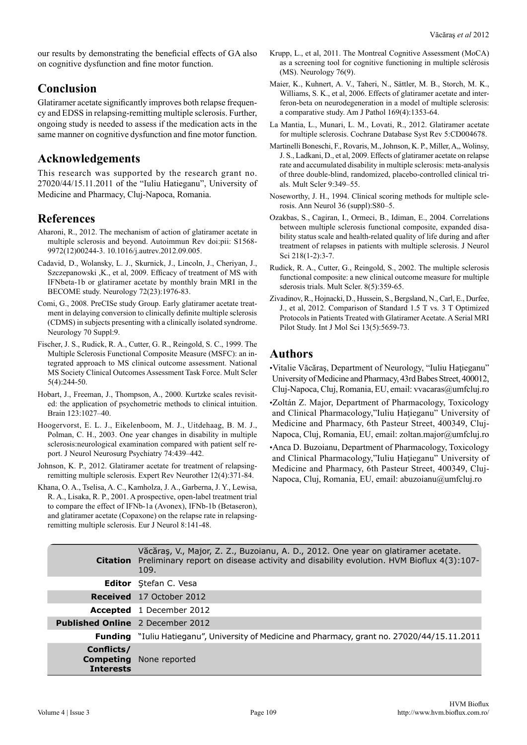our results by demonstrating the beneficial effects of GA also on cognitive dysfunction and fine motor function.

## Conclusion

Glatiramer acetate significantly improves both relapse frequency and EDSS in relapsing-remitting multiple sclerosis. Further, ongoing study is needed to assess if the medication acts in the same manner on cognitive dysfunction and fine motor function.

## Acknowledgements

This research was supported by the research grant no. 27020/44/15.11.2011 of the "Iuliu Hatieganu", University of Medicine and Pharmacy, Cluj-Napoca, Romania.

## References

Aharoni, R., 2012. The mechanism of action of glatiramer acetate in multiple sclerosis and beyond. Autoimmun Rev doi:pii: S1568-9972(12)00244-3. 10.1016/j.autrev.2012.09.005.

Cadavid, D., Wolansky, L. J., Skurnick, J., Lincoln, J., Cheriyan, J., Szczepanowski ,K., et al, 2009. Efficacy of treatment of MS with IFNbeta-1b or glatiramer acetate by monthly brain MRI in the BECOME study. Neurology 72(23):1976-83.

Comi, G., 2008. PreCISe study Group. Early glatiramer acetate treatment in delaying conversion to clinically definite multiple sclerosis (CDMS) in subjects presenting with a clinically isolated syndrome. Neurology 70 Suppl:9.

Fischer, J. S., Rudick, R. A., Cutter, G. R., Reingold, S. C., 1999. The Multiple Sclerosis Functional Composite Measure (MSFC): an integrated approach to MS clinical outcome assessment. National MS Society Clinical Outcomes Assessment Task Force. Mult Scler 5(4):244-50.

Hobart, J., Freeman, J., Thompson, A., 2000. Kurtzke scales revisited: the application of psychometric methods to clinical intuition. Brain 123:1027–40.

Hoogervorst, E. L. J., Eikelenboom, M. J., Uitdehaag, B. M. J., Polman, C. H., 2003. One year changes in disability in multiple sclerosis:neurological examination compared with patient self report. J Neurol Neurosurg Psychiatry 74:439–442.

Johnson, K. P., 2012. Glatiramer acetate for treatment of relapsing-remitting multiple sclerosis. Expert Rev Neurother 12(4):371-84.

Khana, O. A., Tselisa, A. C., Kamholza, J. A., Garberna, J. Y., Lewisa, R. A., Lisaka, R. P., 2001. A prospective, open-label treatment trial to compare the effect of IFNb-1a (Avonex), IFNb-1b (Betaseron), and glatiramer acetate (Copaxone) on the relapse rate in relapsing-remitting multiple sclerosis. Eur J Neurol 8:141-48.

Krupp, L., et al, 2011. The Montreal Cognitive Assessment (MoCA) as a screening tool for cognitive functioning in multiple sclérosis (MS). Neurology 76(9).

Maier, K., Kuhnert, A. V., Taheri, N., Sättler, M. B., Storch, M. K., Williams, S. K., et al, 2006. Effects of glatiramer acetate and interferon-beta on neurodegeneration in a model of multiple sclerosis: a comparative study. Am J Pathol 169(4):1353-64.

La Mantia, L., Munari, L. M., Lovati, R., 2012. Glatiramer acetate for multiple sclerosis. Cochrane Database Syst Rev 5:CD004678.

Martinelli Boneschi, F., Rovaris, M., Johnson, K. P., Miller, A,, Wolinsy, J. S., Ladkani, D., et al, 2009. Effects of glatiramer acetate on relapse rate and accumulated disability in multiple sclerosis: meta-analysis of three double-blind, randomized, placebo-controlled clinical trials. Mult Scler 9:349–55.

Noseworthy, J. H., 1994. Clinical scoring methods for multiple sclerosis. Ann Neurol 36 (suppl):S80–5.

Ozakbas, S., Cagiran, I., Ormeci, B., Idiman, E., 2004. Correlations between multiple sclerosis functional composite, expanded disability status scale and health-related quality of life during and after treatment of relapses in patients with multiple sclerosis. J Neurol Sci 218(1-2):3-7.

Rudick, R. A., Cutter, G., Reingold, S., 2002. The multiple sclerosis functional composite: a new clinical outcome measure for multiple sderosis trials. Mult Scler. 8(5):359-65.

Zivadinov, R., Hojnacki, D., Hussein, S., Bergsland, N., Carl, E., Durfee, J., et al, 2012. Comparison of Standard 1.5 T vs. 3 T Optimized Protocols in Patients Treated with Glatiramer Acetate. A Serial MRI Pilot Study. Int J Mol Sci 13(5):5659-73.

## Authors

- Vitalie Văcăraş, Department of Neurology, "Iuliu Haţieganu" University of Medicine and Pharmacy, 43rd Babes Street, 400012, Cluj-Napoca, Cluj, Romania, EU, email: vvacaras@umfcluj.ro
- Zoltán Z. Major, Department of Pharmacology, Toxicology and Clinical Pharmacology,"Iuliu Haţieganu" University of Medicine and Pharmacy, 6th Pasteur Street, 400349, Cluj-Napoca, Cluj, Romania, EU, email: zoltan.major@umfcluj.ro
- Anca D. Buzoianu, Department of Pharmacology, Toxicology and Clinical Pharmacology,"Iuliu Haţieganu" University of Medicine and Pharmacy, 6th Pasteur Street, 400349, Cluj-Napoca, Cluj, Romania, EU, email: abuzoianu@umfcluj.ro

| | |
|---|---|
| **Citation** | Văcăraş, V., Major, Z. Z., Buzoianu, A. D., 2012. One year on glatiramer acetate. Preliminary report on disease activity and disability evolution. HVM Bioflux 4(3):107-109. |
| **Editor** | Ştefan C. Vesa |
| **Received** | 17 October 2012 |
| **Accepted** | 1 December 2012 |
| **Published Online** | 2 December 2012 |
| **Funding** | "Iuliu Hatieganu", University of Medicine and Pharmacy, grant no. 27020/44/15.11.2011 |
| **Conflicts/ Competing Interests** | None reported |